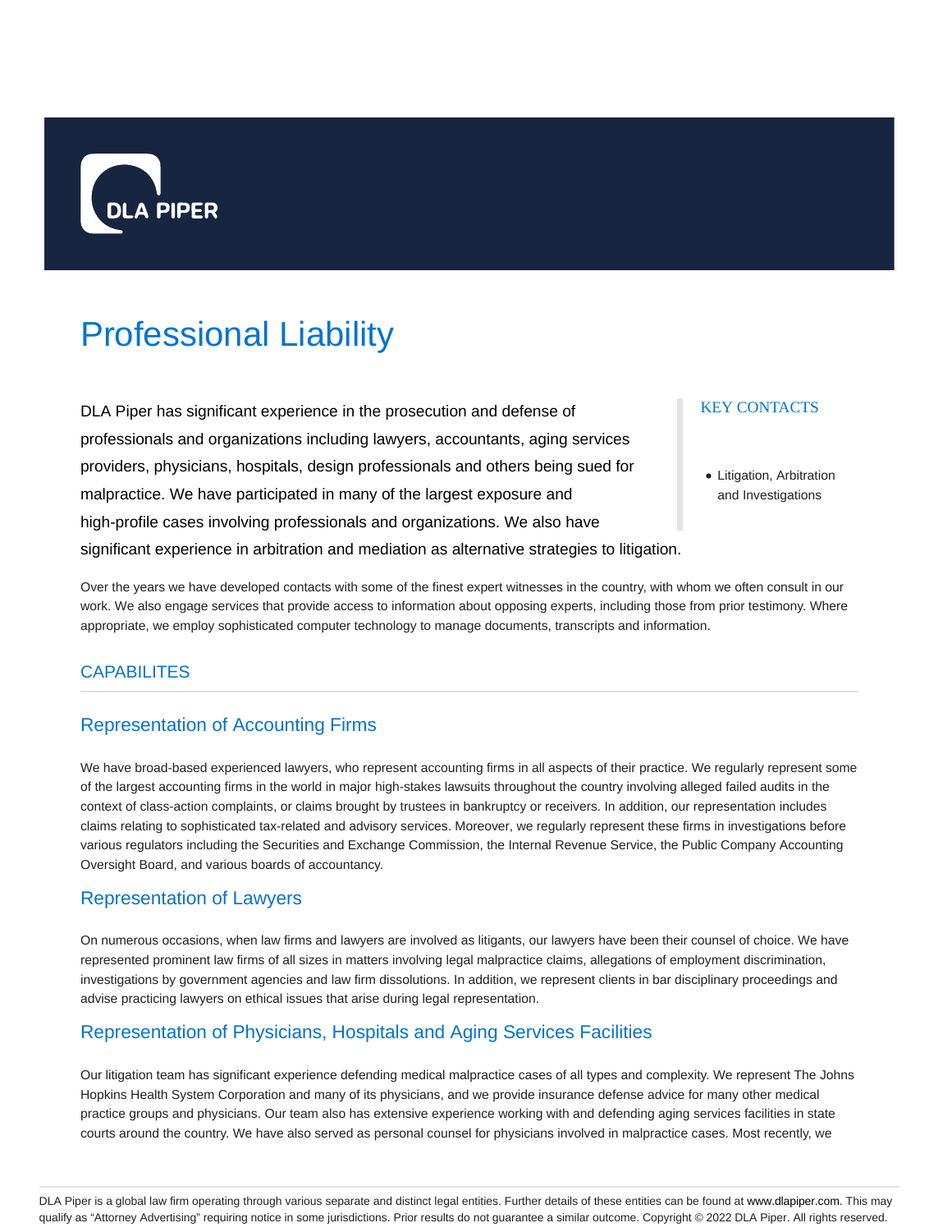# Professional Liability

DLA Piper has significant experience in the prosecution and defense of professionals and organizations including lawyers, accountants, aging services providers, physicians, hospitals, design professionals and others being sued for malpractice. We have participated in many of the largest exposure and high-profile cases involving professionals and organizations. We also have significant experience in arbitration and mediation as alternative strategies to litigation.

KEY CONTACTS

- Litigation, Arbitration and Investigations

Over the years we have developed contacts with some of the finest expert witnesses in the country, with whom we often consult in our work. We also engage services that provide access to information about opposing experts, including those from prior testimony. Where appropriate, we employ sophisticated computer technology to manage documents, transcripts and information.

## CAPABILITES

### Representation of Accounting Firms

We have broad-based experienced lawyers, who represent accounting firms in all aspects of their practice. We regularly represent some of the largest accounting firms in the world in major high-stakes lawsuits throughout the country involving alleged failed audits in the context of class-action complaints, or claims brought by trustees in bankruptcy or receivers. In addition, our representation includes claims relating to sophisticated tax-related and advisory services. Moreover, we regularly represent these firms in investigations before various regulators including the Securities and Exchange Commission, the Internal Revenue Service, the Public Company Accounting Oversight Board, and various boards of accountancy.

### Representation of Lawyers

On numerous occasions, when law firms and lawyers are involved as litigants, our lawyers have been their counsel of choice. We have represented prominent law firms of all sizes in matters involving legal malpractice claims, allegations of employment discrimination, investigations by government agencies and law firm dissolutions. In addition, we represent clients in bar disciplinary proceedings and advise practicing lawyers on ethical issues that arise during legal representation.

### Representation of Physicians, Hospitals and Aging Services Facilities

Our litigation team has significant experience defending medical malpractice cases of all types and complexity. We represent The Johns Hopkins Health System Corporation and many of its physicians, and we provide insurance defense advice for many other medical practice groups and physicians. Our team also has extensive experience working with and defending aging services facilities in state courts around the country. We have also served as personal counsel for physicians involved in malpractice cases. Most recently, we

DLA Piper is a global law firm operating through various separate and distinct legal entities. Further details of these entities can be found at www.dlapiper.com. This may qualify as "Attorney Advertising" requiring notice in some jurisdictions. Prior results do not guarantee a similar outcome. Copyright © 2022 DLA Piper. All rights reserved.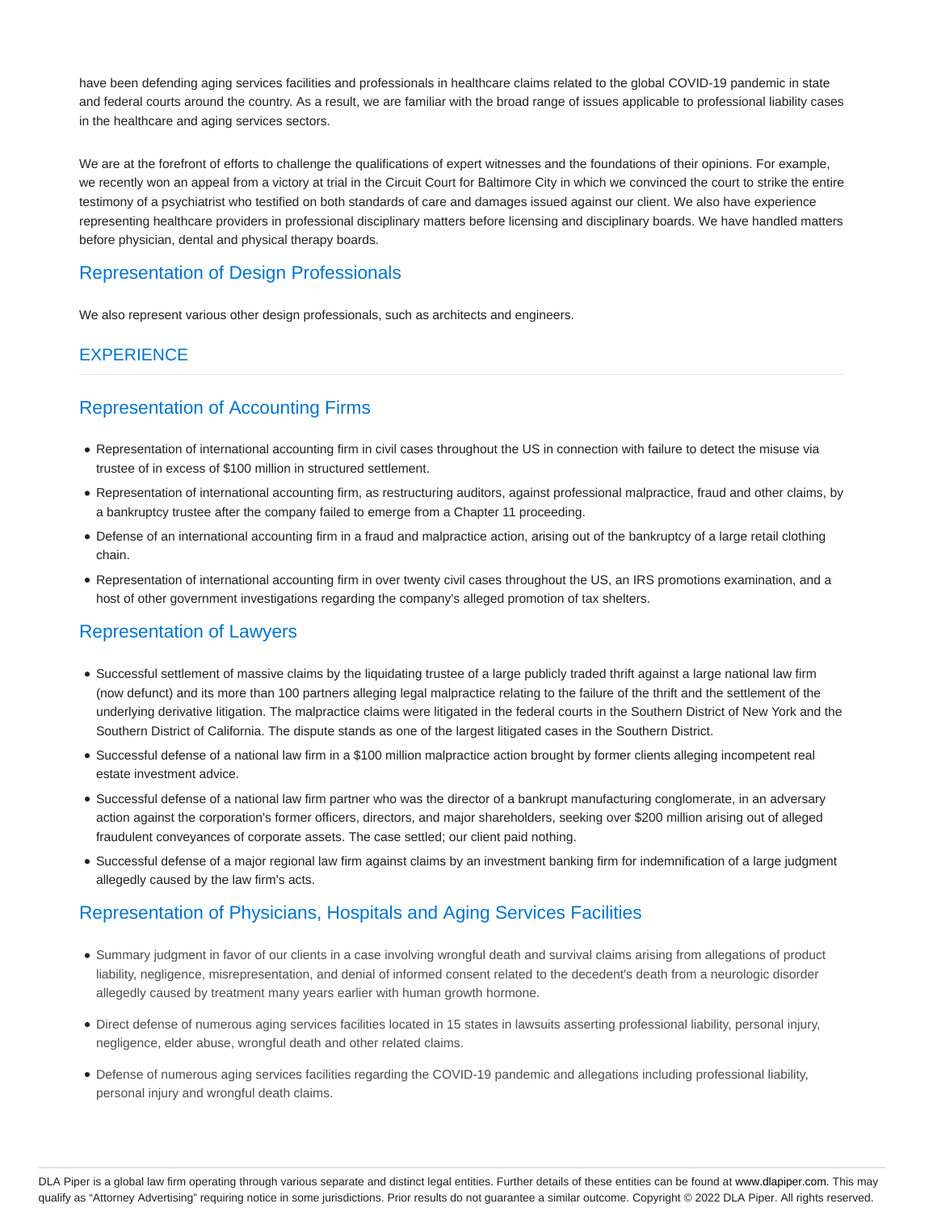have been defending aging services facilities and professionals in healthcare claims related to the global COVID-19 pandemic in state and federal courts around the country. As a result, we are familiar with the broad range of issues applicable to professional liability cases in the healthcare and aging services sectors.

We are at the forefront of efforts to challenge the qualifications of expert witnesses and the foundations of their opinions. For example, we recently won an appeal from a victory at trial in the Circuit Court for Baltimore City in which we convinced the court to strike the entire testimony of a psychiatrist who testified on both standards of care and damages issued against our client. We also have experience representing healthcare providers in professional disciplinary matters before licensing and disciplinary boards. We have handled matters before physician, dental and physical therapy boards.

## Representation of Design Professionals

We also represent various other design professionals, such as architects and engineers.

## EXPERIENCE

## Representation of Accounting Firms

- Representation of international accounting firm in civil cases throughout the US in connection with failure to detect the misuse via trustee of in excess of $100 million in structured settlement.
- Representation of international accounting firm, as restructuring auditors, against professional malpractice, fraud and other claims, by a bankruptcy trustee after the company failed to emerge from a Chapter 11 proceeding.
- Defense of an international accounting firm in a fraud and malpractice action, arising out of the bankruptcy of a large retail clothing chain.
- Representation of international accounting firm in over twenty civil cases throughout the US, an IRS promotions examination, and a host of other government investigations regarding the company's alleged promotion of tax shelters.

## Representation of Lawyers

- Successful settlement of massive claims by the liquidating trustee of a large publicly traded thrift against a large national law firm (now defunct) and its more than 100 partners alleging legal malpractice relating to the failure of the thrift and the settlement of the underlying derivative litigation. The malpractice claims were litigated in the federal courts in the Southern District of New York and the Southern District of California. The dispute stands as one of the largest litigated cases in the Southern District.
- Successful defense of a national law firm in a $100 million malpractice action brought by former clients alleging incompetent real estate investment advice.
- Successful defense of a national law firm partner who was the director of a bankrupt manufacturing conglomerate, in an adversary action against the corporation's former officers, directors, and major shareholders, seeking over $200 million arising out of alleged fraudulent conveyances of corporate assets. The case settled; our client paid nothing.
- Successful defense of a major regional law firm against claims by an investment banking firm for indemnification of a large judgment allegedly caused by the law firm's acts.

## Representation of Physicians, Hospitals and Aging Services Facilities

- Summary judgment in favor of our clients in a case involving wrongful death and survival claims arising from allegations of product liability, negligence, misrepresentation, and denial of informed consent related to the decedent's death from a neurologic disorder allegedly caused by treatment many years earlier with human growth hormone.
- Direct defense of numerous aging services facilities located in 15 states in lawsuits asserting professional liability, personal injury, negligence, elder abuse, wrongful death and other related claims.
- Defense of numerous aging services facilities regarding the COVID-19 pandemic and allegations including professional liability, personal injury and wrongful death claims.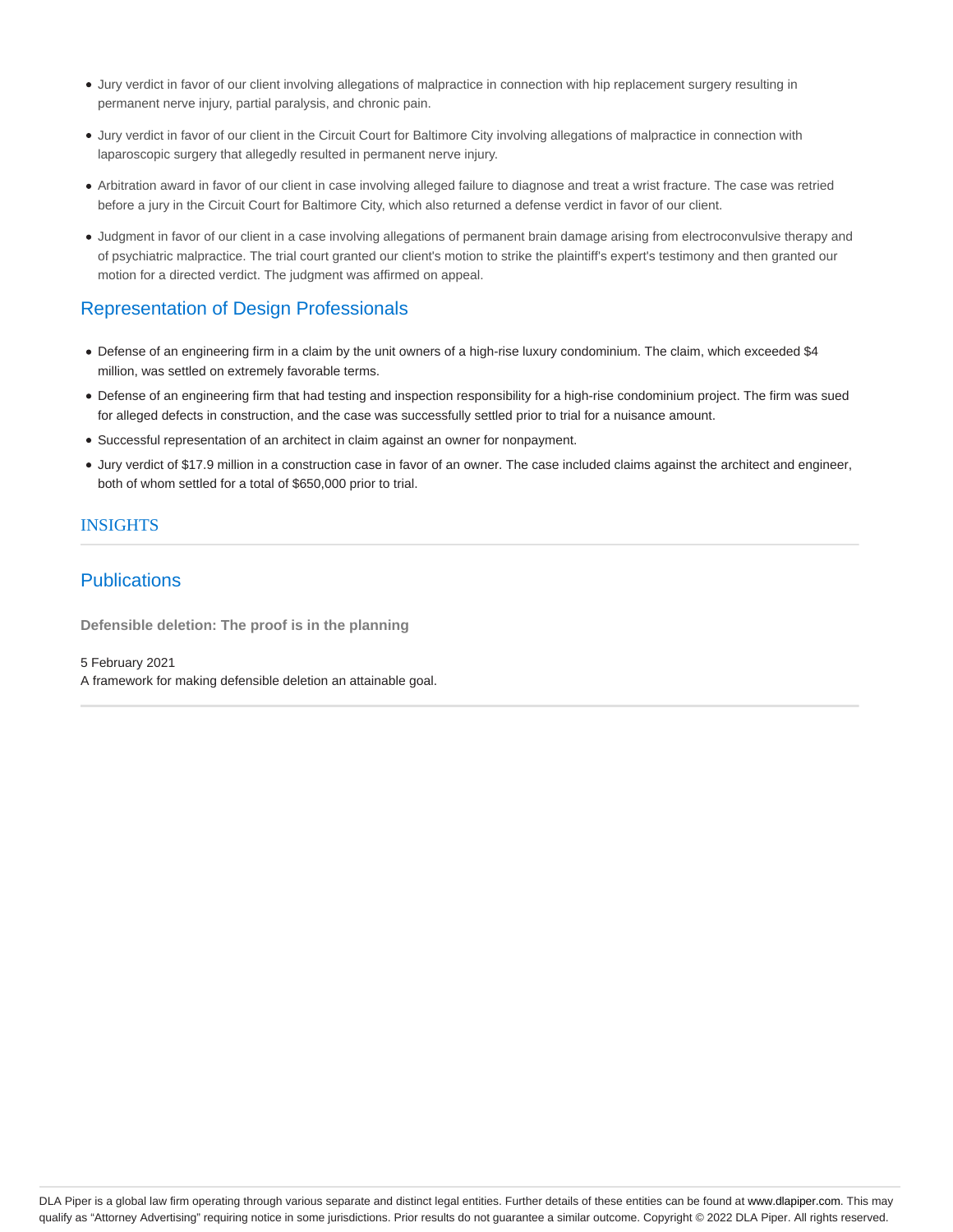- Jury verdict in favor of our client involving allegations of malpractice in connection with hip replacement surgery resulting in permanent nerve injury, partial paralysis, and chronic pain.
- Jury verdict in favor of our client in the Circuit Court for Baltimore City involving allegations of malpractice in connection with laparoscopic surgery that allegedly resulted in permanent nerve injury.
- Arbitration award in favor of our client in case involving alleged failure to diagnose and treat a wrist fracture. The case was retried before a jury in the Circuit Court for Baltimore City, which also returned a defense verdict in favor of our client.
- Judgment in favor of our client in a case involving allegations of permanent brain damage arising from electroconvulsive therapy and of psychiatric malpractice. The trial court granted our client's motion to strike the plaintiff's expert's testimony and then granted our motion for a directed verdict. The judgment was affirmed on appeal.

## Representation of Design Professionals

- Defense of an engineering firm in a claim by the unit owners of a high-rise luxury condominium. The claim, which exceeded $4 million, was settled on extremely favorable terms.
- Defense of an engineering firm that had testing and inspection responsibility for a high-rise condominium project. The firm was sued for alleged defects in construction, and the case was successfully settled prior to trial for a nuisance amount.
- Successful representation of an architect in claim against an owner for nonpayment.
- Jury verdict of $17.9 million in a construction case in favor of an owner. The case included claims against the architect and engineer, both of whom settled for a total of $650,000 prior to trial.

## INSIGHTS

## Publications

**Defensible deletion: The proof is in the planning**

5 February 2021
A framework for making defensible deletion an attainable goal.

DLA Piper is a global law firm operating through various separate and distinct legal entities. Further details of these entities can be found at www.dlapiper.com. This may qualify as "Attorney Advertising" requiring notice in some jurisdictions. Prior results do not guarantee a similar outcome. Copyright © 2022 DLA Piper. All rights reserved.